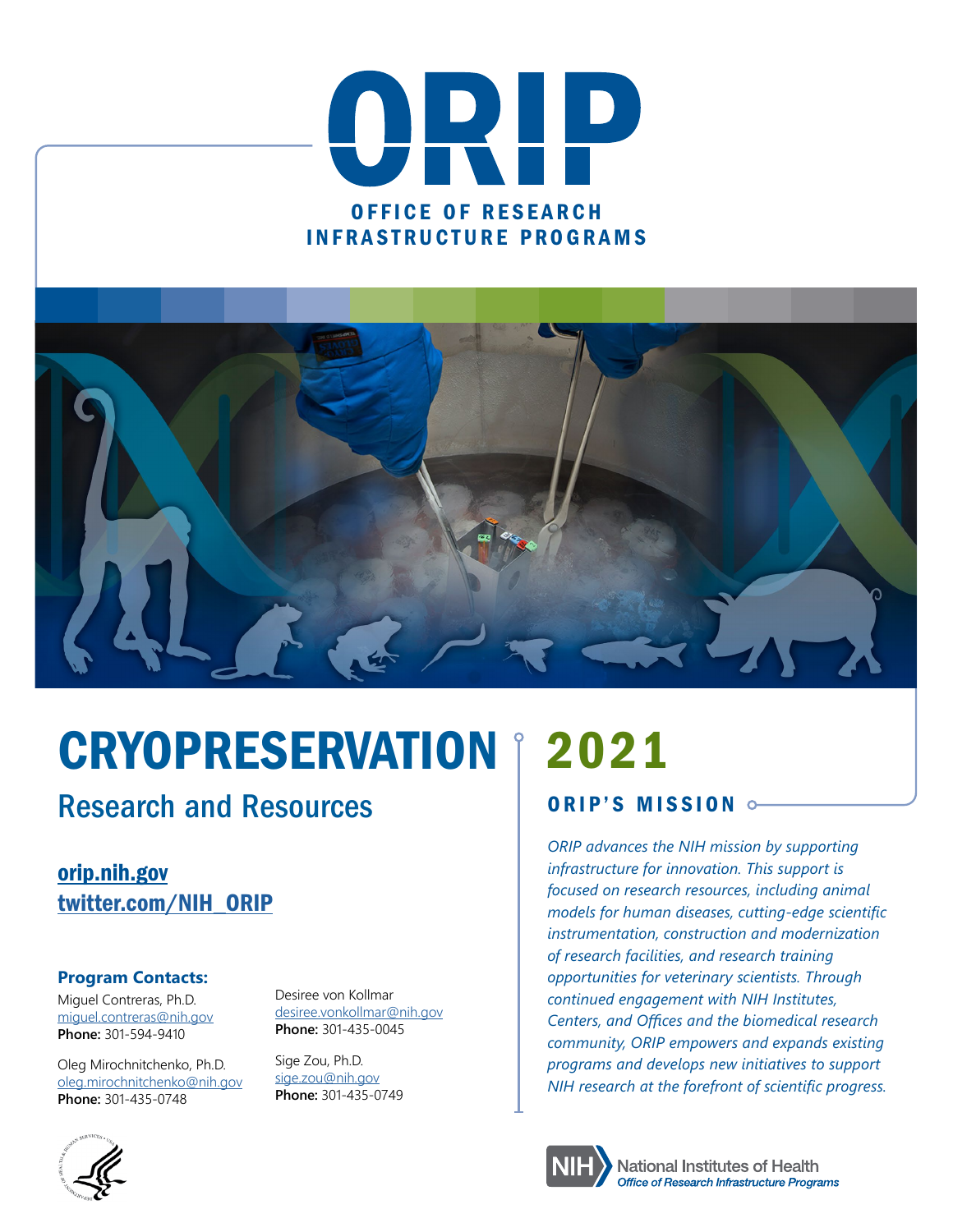# ORIP

OFFICE OF RESEARCH INFRASTRUCTURE PROGRAMS

# CRYOPRESERVATION 2021

## Research and Resources

[orip.nih.gov](https://orip.nih.gov)
[twitter.com/NIH_ORIP](https://twitter.com/NIH_ORIP)

### Program Contacts:

Miguel Contreras, Ph.D.
miguel.contreras@nih.gov
**Phone:** 301-594-9410

Oleg Mirochnitchenko, Ph.D.
oleg.mirochnitchenko@nih.gov
**Phone:** 301-435-0748

Desiree von Kollmar
desiree.vonkollmar@nih.gov
**Phone:** 301-435-0045

Sige Zou, Ph.D.
sige.zou@nih.gov
**Phone:** 301-435-0749

## ORIP'S MISSION

*ORIP advances the NIH mission by supporting infrastructure for innovation. This support is focused on research resources, including animal models for human diseases, cutting-edge scientific instrumentation, construction and modernization of research facilities, and research training opportunities for veterinary scientists. Through continued engagement with NIH Institutes, Centers, and Offices and the biomedical research community, ORIP empowers and expands existing programs and develops new initiatives to support NIH research at the forefront of scientific progress.*

National Institutes of Health
*Office of Research Infrastructure Programs*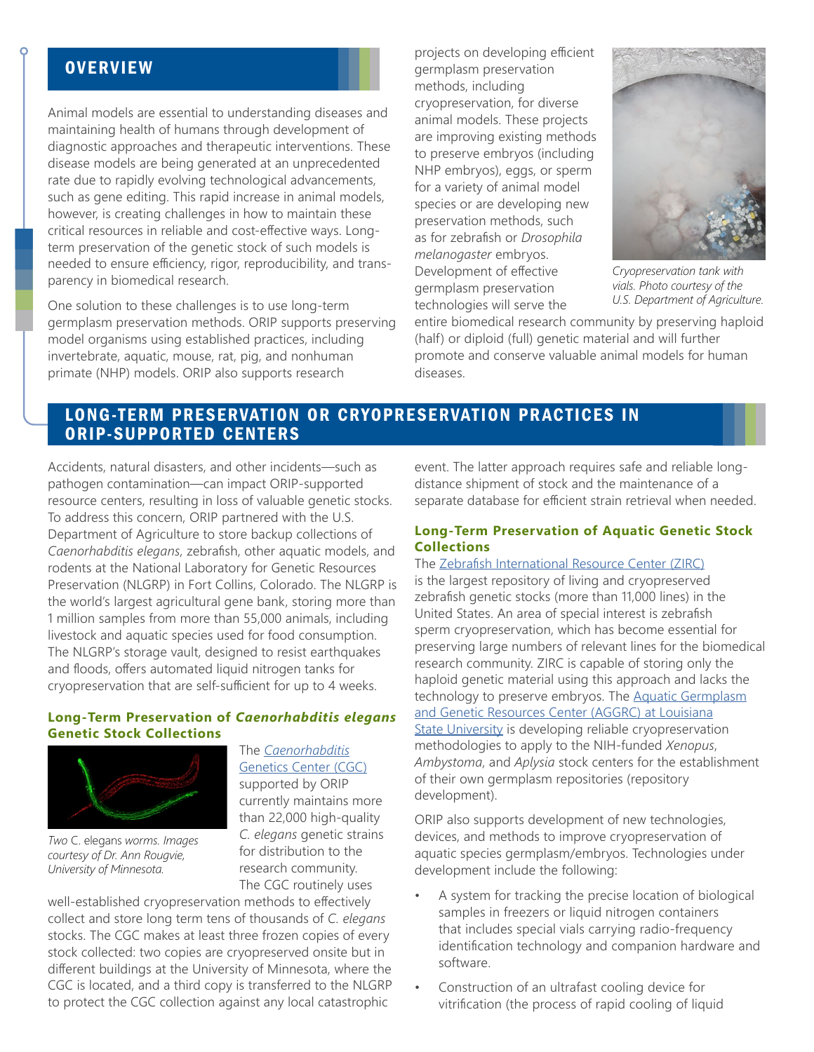## OVERVIEW

Animal models are essential to understanding diseases and maintaining health of humans through development of diagnostic approaches and therapeutic interventions. These disease models are being generated at an unprecedented rate due to rapidly evolving technological advancements, such as gene editing. This rapid increase in animal models, however, is creating challenges in how to maintain these critical resources in reliable and cost-effective ways. Long-term preservation of the genetic stock of such models is needed to ensure efficiency, rigor, reproducibility, and transparency in biomedical research.

One solution to these challenges is to use long-term germplasm preservation methods. ORIP supports preserving model organisms using established practices, including invertebrate, aquatic, mouse, rat, pig, and nonhuman primate (NHP) models. ORIP also supports research projects on developing efficient germplasm preservation methods, including cryopreservation, for diverse animal models. These projects are improving existing methods to preserve embryos (including NHP embryos), eggs, or sperm for a variety of animal model species or are developing new preservation methods, such as for zebrafish or *Drosophila melanogaster* embryos. Development of effective germplasm preservation technologies will serve the entire biomedical research community by preserving haploid (half) or diploid (full) genetic material and will further promote and conserve valuable animal models for human diseases.

*Cryopreservation tank with vials. Photo courtesy of the U.S. Department of Agriculture.*

## LONG-TERM PRESERVATION OR CRYOPRESERVATION PRACTICES IN ORIP-SUPPORTED CENTERS

Accidents, natural disasters, and other incidents—such as pathogen contamination—can impact ORIP-supported resource centers, resulting in loss of valuable genetic stocks. To address this concern, ORIP partnered with the U.S. Department of Agriculture to store backup collections of *Caenorhabditis elegans*, zebrafish, other aquatic models, and rodents at the National Laboratory for Genetic Resources Preservation (NLGRP) in Fort Collins, Colorado. The NLGRP is the world's largest agricultural gene bank, storing more than 1 million samples from more than 55,000 animals, including livestock and aquatic species used for food consumption. The NLGRP's storage vault, designed to resist earthquakes and floods, offers automated liquid nitrogen tanks for cryopreservation that are self-sufficient for up to 4 weeks.

### Long-Term Preservation of *Caenorhabditis elegans* Genetic Stock Collections

*Two* C. elegans *worms. Images courtesy of Dr. Ann Rougvie, University of Minnesota.*

The *Caenorhabditis* Genetics Center (CGC) supported by ORIP currently maintains more than 22,000 high-quality *C. elegans* genetic strains for distribution to the research community. The CGC routinely uses well-established cryopreservation methods to effectively collect and store long term tens of thousands of *C. elegans* stocks. The CGC makes at least three frozen copies of every stock collected: two copies are cryopreserved onsite but in different buildings at the University of Minnesota, where the CGC is located, and a third copy is transferred to the NLGRP to protect the CGC collection against any local catastrophic event. The latter approach requires safe and reliable long-distance shipment of stock and the maintenance of a separate database for efficient strain retrieval when needed.

### Long-Term Preservation of Aquatic Genetic Stock Collections

The Zebrafish International Resource Center (ZIRC) is the largest repository of living and cryopreserved zebrafish genetic stocks (more than 11,000 lines) in the United States. An area of special interest is zebrafish sperm cryopreservation, which has become essential for preserving large numbers of relevant lines for the biomedical research community. ZIRC is capable of storing only the haploid genetic material using this approach and lacks the technology to preserve embryos. The Aquatic Germplasm and Genetic Resources Center (AGGRC) at Louisiana State University is developing reliable cryopreservation methodologies to apply to the NIH-funded *Xenopus*, *Ambystoma*, and *Aplysia* stock centers for the establishment of their own germplasm repositories (repository development).

ORIP also supports development of new technologies, devices, and methods to improve cryopreservation of aquatic species germplasm/embryos. Technologies under development include the following:

- A system for tracking the precise location of biological samples in freezers or liquid nitrogen containers that includes special vials carrying radio-frequency identification technology and companion hardware and software.
- Construction of an ultrafast cooling device for vitrification (the process of rapid cooling of liquid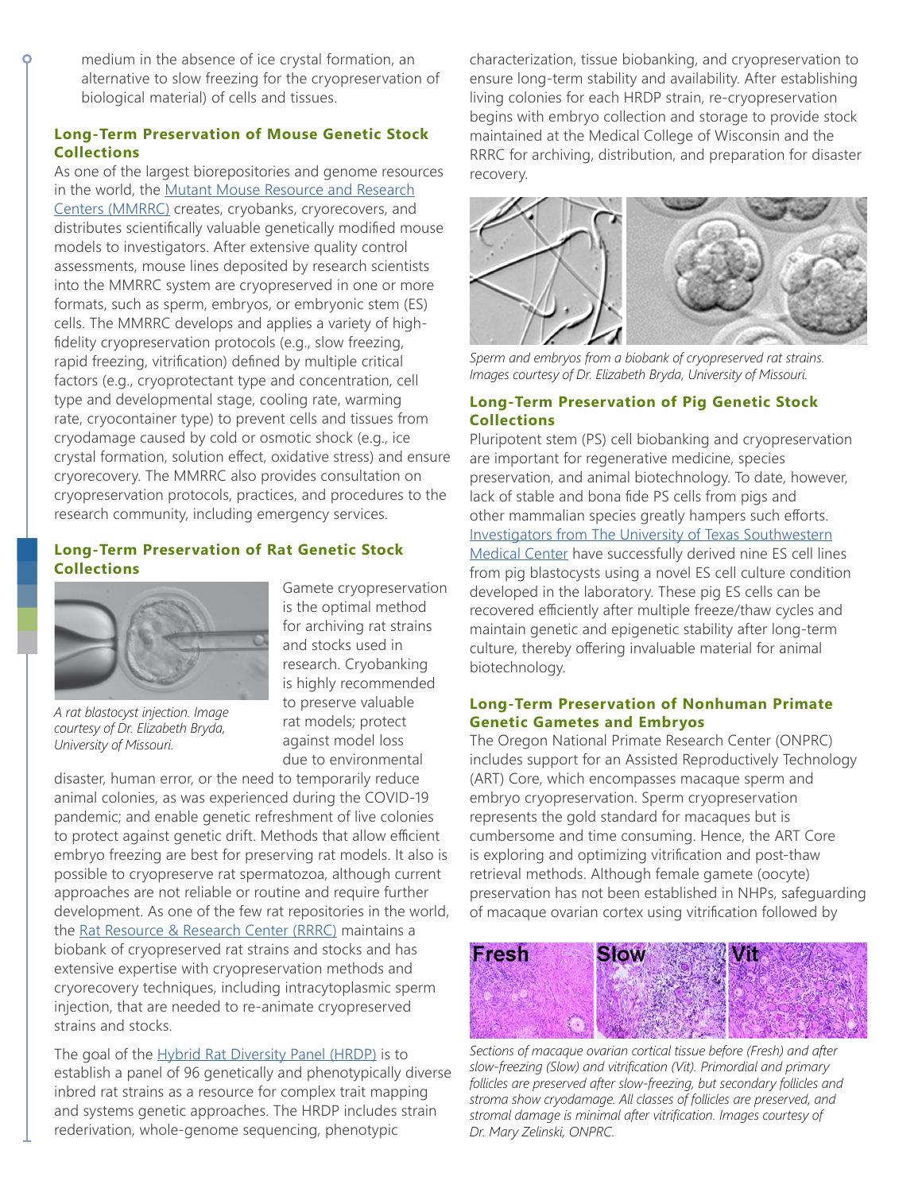medium in the absence of ice crystal formation, an alternative to slow freezing for the cryopreservation of biological material) of cells and tissues.

### Long-Term Preservation of Mouse Genetic Stock Collections

As one of the largest biorepositories and genome resources in the world, the Mutant Mouse Resource and Research Centers (MMRRC) creates, cryobanks, cryorecovers, and distributes scientifically valuable genetically modified mouse models to investigators. After extensive quality control assessments, mouse lines deposited by research scientists into the MMRRC system are cryopreserved in one or more formats, such as sperm, embryos, or embryonic stem (ES) cells. The MMRRC develops and applies a variety of high-fidelity cryopreservation protocols (e.g., slow freezing, rapid freezing, vitrification) defined by multiple critical factors (e.g., cryoprotectant type and concentration, cell type and developmental stage, cooling rate, warming rate, cryocontainer type) to prevent cells and tissues from cryodamage caused by cold or osmotic shock (e.g., ice crystal formation, solution effect, oxidative stress) and ensure cryorecovery. The MMRRC also provides consultation on cryopreservation protocols, practices, and procedures to the research community, including emergency services.

### Long-Term Preservation of Rat Genetic Stock Collections

*A rat blastocyst injection. Image courtesy of Dr. Elizabeth Bryda, University of Missouri.*

Gamete cryopreservation is the optimal method for archiving rat strains and stocks used in research. Cryobanking is highly recommended to preserve valuable rat models; protect against model loss due to environmental disaster, human error, or the need to temporarily reduce animal colonies, as was experienced during the COVID-19 pandemic; and enable genetic refreshment of live colonies to protect against genetic drift. Methods that allow efficient embryo freezing are best for preserving rat models. It also is possible to cryopreserve rat spermatozoa, although current approaches are not reliable or routine and require further development. As one of the few rat repositories in the world, the Rat Resource & Research Center (RRRC) maintains a biobank of cryopreserved rat strains and stocks and has extensive expertise with cryopreservation methods and cryorecovery techniques, including intracytoplasmic sperm injection, that are needed to re-animate cryopreserved strains and stocks.

The goal of the Hybrid Rat Diversity Panel (HRDP) is to establish a panel of 96 genetically and phenotypically diverse inbred rat strains as a resource for complex trait mapping and systems genetic approaches. The HRDP includes strain rederivation, whole-genome sequencing, phenotypic characterization, tissue biobanking, and cryopreservation to ensure long-term stability and availability. After establishing living colonies for each HRDP strain, re-cryopreservation begins with embryo collection and storage to provide stock maintained at the Medical College of Wisconsin and the RRRC for archiving, distribution, and preparation for disaster recovery.

*Sperm and embryos from a biobank of cryopreserved rat strains. Images courtesy of Dr. Elizabeth Bryda, University of Missouri.*

### Long-Term Preservation of Pig Genetic Stock Collections

Pluripotent stem (PS) cell biobanking and cryopreservation are important for regenerative medicine, species preservation, and animal biotechnology. To date, however, lack of stable and bona fide PS cells from pigs and other mammalian species greatly hampers such efforts. Investigators from The University of Texas Southwestern Medical Center have successfully derived nine ES cell lines from pig blastocysts using a novel ES cell culture condition developed in the laboratory. These pig ES cells can be recovered efficiently after multiple freeze/thaw cycles and maintain genetic and epigenetic stability after long-term culture, thereby offering invaluable material for animal biotechnology.

### Long-Term Preservation of Nonhuman Primate Genetic Gametes and Embryos

The Oregon National Primate Research Center (ONPRC) includes support for an Assisted Reproductively Technology (ART) Core, which encompasses macaque sperm and embryo cryopreservation. Sperm cryopreservation represents the gold standard for macaques but is cumbersome and time consuming. Hence, the ART Core is exploring and optimizing vitrification and post-thaw retrieval methods. Although female gamete (oocyte) preservation has not been established in NHPs, safeguarding of macaque ovarian cortex using vitrification followed by

*Sections of macaque ovarian cortical tissue before (Fresh) and after slow-freezing (Slow) and vitrification (Vit). Primordial and primary follicles are preserved after slow-freezing, but secondary follicles and stroma show cryodamage. All classes of follicles are preserved, and stromal damage is minimal after vitrification. Images courtesy of Dr. Mary Zelinski, ONPRC.*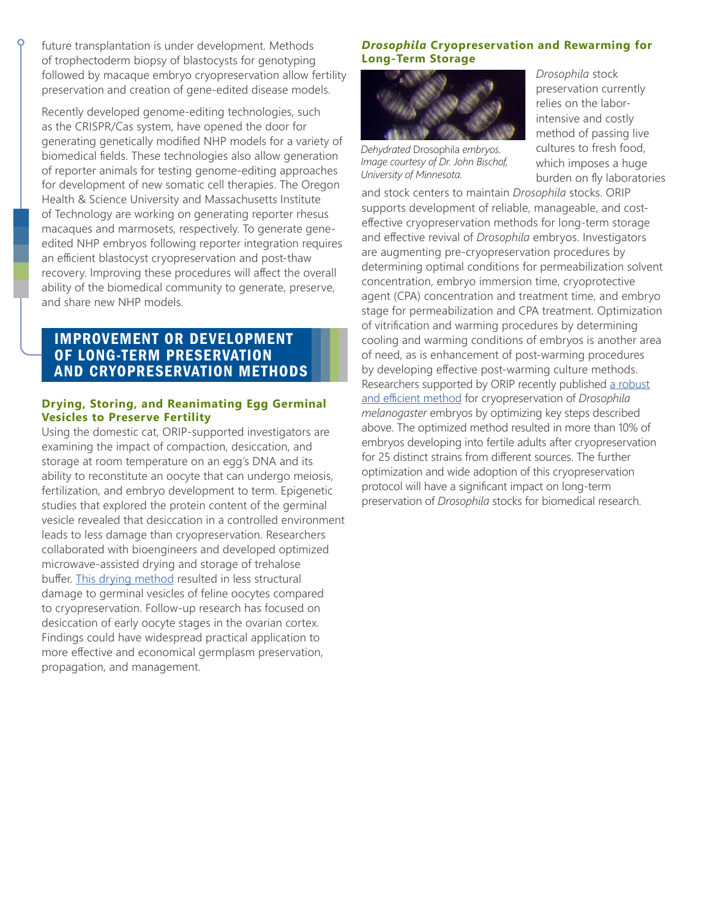future transplantation is under development. Methods of trophectoderm biopsy of blastocysts for genotyping followed by macaque embryo cryopreservation allow fertility preservation and creation of gene-edited disease models.

Recently developed genome-editing technologies, such as the CRISPR/Cas system, have opened the door for generating genetically modified NHP models for a variety of biomedical fields. These technologies also allow generation of reporter animals for testing genome-editing approaches for development of new somatic cell therapies. The Oregon Health & Science University and Massachusetts Institute of Technology are working on generating reporter rhesus macaques and marmosets, respectively. To generate gene-edited NHP embryos following reporter integration requires an efficient blastocyst cryopreservation and post-thaw recovery. Improving these procedures will affect the overall ability of the biomedical community to generate, preserve, and share new NHP models.

## IMPROVEMENT OR DEVELOPMENT OF LONG-TERM PRESERVATION AND CRYOPRESERVATION METHODS

### Drying, Storing, and Reanimating Egg Germinal Vesicles to Preserve Fertility

Using the domestic cat, ORIP-supported investigators are examining the impact of compaction, desiccation, and storage at room temperature on an egg's DNA and its ability to reconstitute an oocyte that can undergo meiosis, fertilization, and embryo development to term. Epigenetic studies that explored the protein content of the germinal vesicle revealed that desiccation in a controlled environment leads to less damage than cryopreservation. Researchers collaborated with bioengineers and developed optimized microwave-assisted drying and storage of trehalose buffer. This drying method resulted in less structural damage to germinal vesicles of feline oocytes compared to cryopreservation. Follow-up research has focused on desiccation of early oocyte stages in the ovarian cortex. Findings could have widespread practical application to more effective and economical germplasm preservation, propagation, and management.

### *Drosophila* Cryopreservation and Rewarming for Long-Term Storage

*Dehydrated* Drosophila *embryos. Image courtesy of Dr. John Bischof, University of Minnesota.*

*Drosophila* stock preservation currently relies on the labor-intensive and costly method of passing live cultures to fresh food, which imposes a huge burden on fly laboratories and stock centers to maintain *Drosophila* stocks. ORIP supports development of reliable, manageable, and cost-effective cryopreservation methods for long-term storage and effective revival of *Drosophila* embryos. Investigators are augmenting pre-cryopreservation procedures by determining optimal conditions for permeabilization solvent concentration, embryo immersion time, cryoprotective agent (CPA) concentration and treatment time, and embryo stage for permeabilization and CPA treatment. Optimization of vitrification and warming procedures by determining cooling and warming conditions of embryos is another area of need, as is enhancement of post-warming procedures by developing effective post-warming culture methods. Researchers supported by ORIP recently published a robust and efficient method for cryopreservation of *Drosophila melanogaster* embryos by optimizing key steps described above. The optimized method resulted in more than 10% of embryos developing into fertile adults after cryopreservation for 25 distinct strains from different sources. The further optimization and wide adoption of this cryopreservation protocol will have a significant impact on long-term preservation of *Drosophila* stocks for biomedical research.